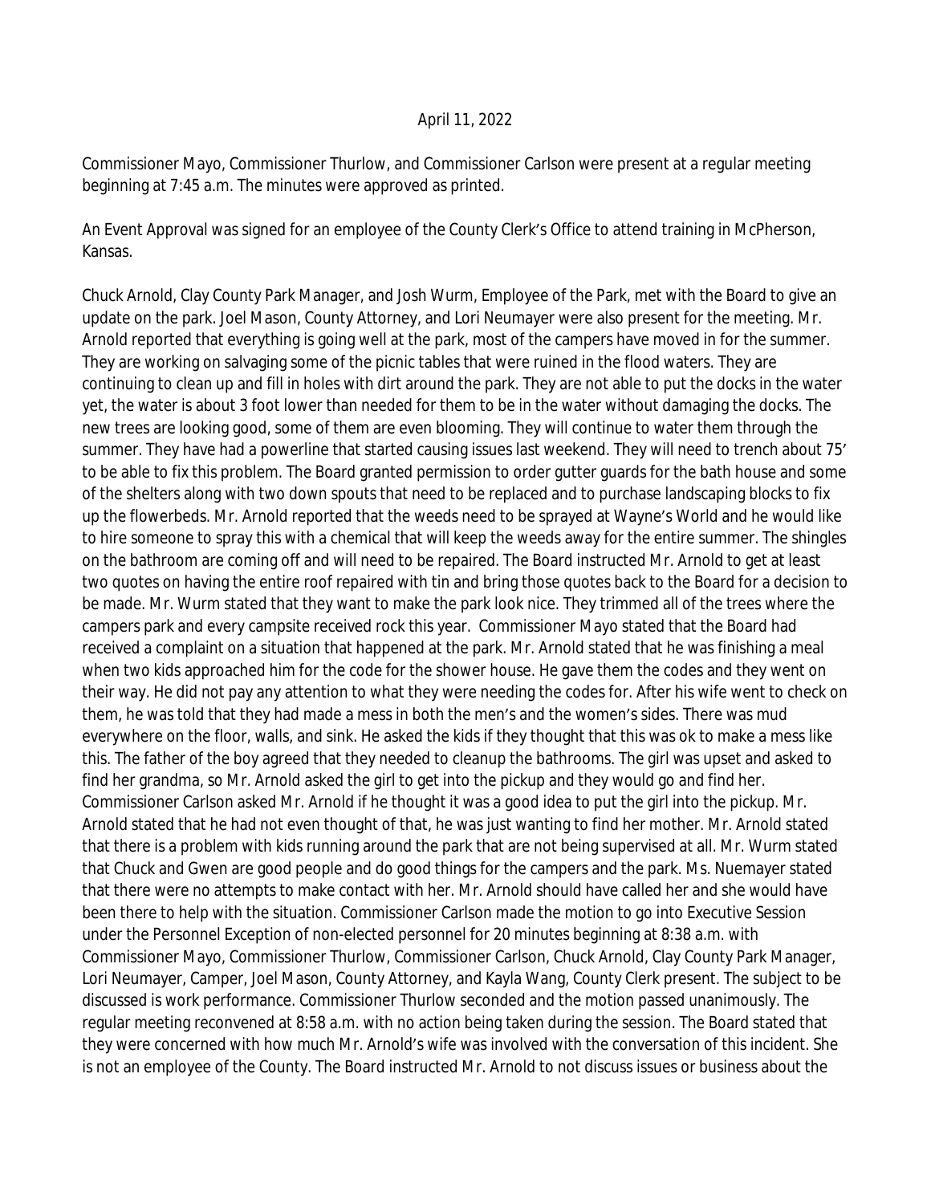April 11, 2022

Commissioner Mayo, Commissioner Thurlow, and Commissioner Carlson were present at a regular meeting beginning at 7:45 a.m. The minutes were approved as printed.

An Event Approval was signed for an employee of the County Clerk's Office to attend training in McPherson, Kansas.

Chuck Arnold, Clay County Park Manager, and Josh Wurm, Employee of the Park, met with the Board to give an update on the park. Joel Mason, County Attorney, and Lori Neumayer were also present for the meeting. Mr. Arnold reported that everything is going well at the park, most of the campers have moved in for the summer. They are working on salvaging some of the picnic tables that were ruined in the flood waters. They are continuing to clean up and fill in holes with dirt around the park. They are not able to put the docks in the water yet, the water is about 3 foot lower than needed for them to be in the water without damaging the docks. The new trees are looking good, some of them are even blooming. They will continue to water them through the summer. They have had a powerline that started causing issues last weekend. They will need to trench about 75' to be able to fix this problem. The Board granted permission to order gutter guards for the bath house and some of the shelters along with two down spouts that need to be replaced and to purchase landscaping blocks to fix up the flowerbeds. Mr. Arnold reported that the weeds need to be sprayed at Wayne's World and he would like to hire someone to spray this with a chemical that will keep the weeds away for the entire summer. The shingles on the bathroom are coming off and will need to be repaired. The Board instructed Mr. Arnold to get at least two quotes on having the entire roof repaired with tin and bring those quotes back to the Board for a decision to be made. Mr. Wurm stated that they want to make the park look nice. They trimmed all of the trees where the campers park and every campsite received rock this year. Commissioner Mayo stated that the Board had received a complaint on a situation that happened at the park. Mr. Arnold stated that he was finishing a meal when two kids approached him for the code for the shower house. He gave them the codes and they went on their way. He did not pay any attention to what they were needing the codes for. After his wife went to check on them, he was told that they had made a mess in both the men's and the women's sides. There was mud everywhere on the floor, walls, and sink. He asked the kids if they thought that this was ok to make a mess like this. The father of the boy agreed that they needed to cleanup the bathrooms. The girl was upset and asked to find her grandma, so Mr. Arnold asked the girl to get into the pickup and they would go and find her. Commissioner Carlson asked Mr. Arnold if he thought it was a good idea to put the girl into the pickup. Mr. Arnold stated that he had not even thought of that, he was just wanting to find her mother. Mr. Arnold stated that there is a problem with kids running around the park that are not being supervised at all. Mr. Wurm stated that Chuck and Gwen are good people and do good things for the campers and the park. Ms. Nuemayer stated that there were no attempts to make contact with her. Mr. Arnold should have called her and she would have been there to help with the situation. Commissioner Carlson made the motion to go into Executive Session under the Personnel Exception of non-elected personnel for 20 minutes beginning at 8:38 a.m. with Commissioner Mayo, Commissioner Thurlow, Commissioner Carlson, Chuck Arnold, Clay County Park Manager, Lori Neumayer, Camper, Joel Mason, County Attorney, and Kayla Wang, County Clerk present. The subject to be discussed is work performance. Commissioner Thurlow seconded and the motion passed unanimously. The regular meeting reconvened at 8:58 a.m. with no action being taken during the session. The Board stated that they were concerned with how much Mr. Arnold's wife was involved with the conversation of this incident. She is not an employee of the County. The Board instructed Mr. Arnold to not discuss issues or business about the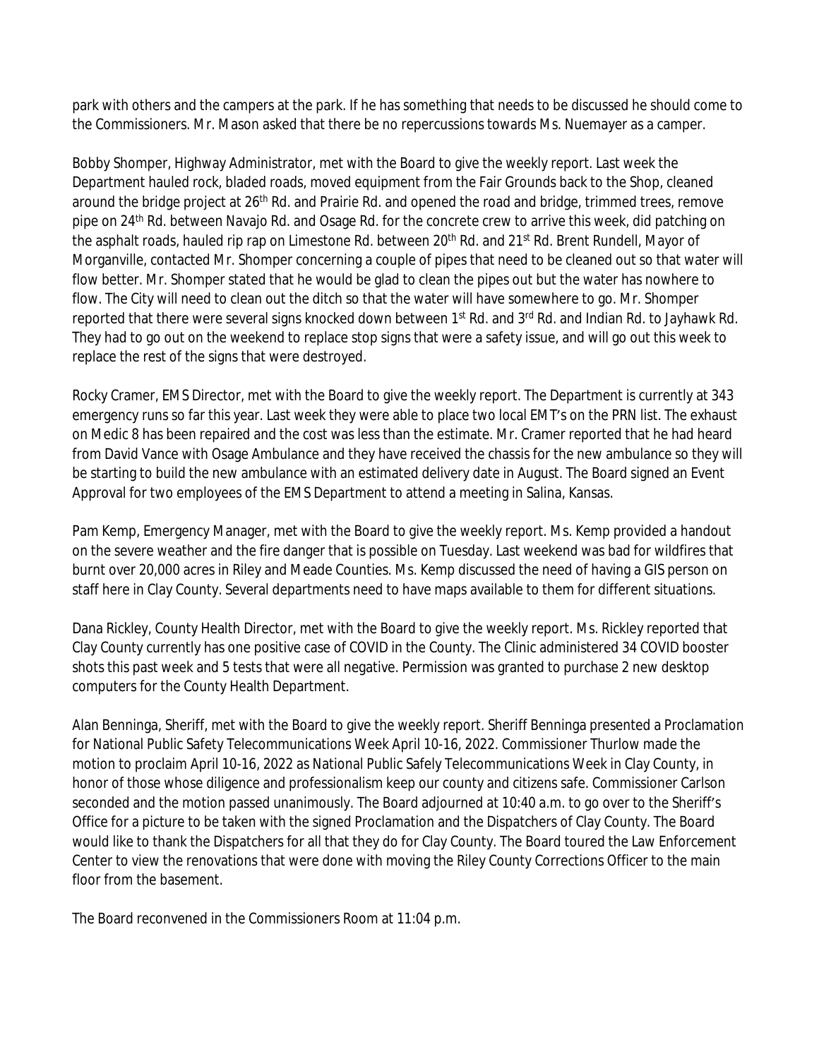park with others and the campers at the park. If he has something that needs to be discussed he should come to the Commissioners. Mr. Mason asked that there be no repercussions towards Ms. Nuemayer as a camper.

Bobby Shomper, Highway Administrator, met with the Board to give the weekly report. Last week the Department hauled rock, bladed roads, moved equipment from the Fair Grounds back to the Shop, cleaned around the bridge project at 26th Rd. and Prairie Rd. and opened the road and bridge, trimmed trees, remove pipe on 24th Rd. between Navajo Rd. and Osage Rd. for the concrete crew to arrive this week, did patching on the asphalt roads, hauled rip rap on Limestone Rd. between 20th Rd. and 21st Rd. Brent Rundell, Mayor of Morganville, contacted Mr. Shomper concerning a couple of pipes that need to be cleaned out so that water will flow better. Mr. Shomper stated that he would be glad to clean the pipes out but the water has nowhere to flow. The City will need to clean out the ditch so that the water will have somewhere to go. Mr. Shomper reported that there were several signs knocked down between 1st Rd. and 3rd Rd. and Indian Rd. to Jayhawk Rd. They had to go out on the weekend to replace stop signs that were a safety issue, and will go out this week to replace the rest of the signs that were destroyed.

Rocky Cramer, EMS Director, met with the Board to give the weekly report. The Department is currently at 343 emergency runs so far this year. Last week they were able to place two local EMT's on the PRN list. The exhaust on Medic 8 has been repaired and the cost was less than the estimate. Mr. Cramer reported that he had heard from David Vance with Osage Ambulance and they have received the chassis for the new ambulance so they will be starting to build the new ambulance with an estimated delivery date in August. The Board signed an Event Approval for two employees of the EMS Department to attend a meeting in Salina, Kansas.

Pam Kemp, Emergency Manager, met with the Board to give the weekly report. Ms. Kemp provided a handout on the severe weather and the fire danger that is possible on Tuesday. Last weekend was bad for wildfires that burnt over 20,000 acres in Riley and Meade Counties. Ms. Kemp discussed the need of having a GIS person on staff here in Clay County. Several departments need to have maps available to them for different situations.

Dana Rickley, County Health Director, met with the Board to give the weekly report. Ms. Rickley reported that Clay County currently has one positive case of COVID in the County. The Clinic administered 34 COVID booster shots this past week and 5 tests that were all negative. Permission was granted to purchase 2 new desktop computers for the County Health Department.

Alan Benninga, Sheriff, met with the Board to give the weekly report. Sheriff Benninga presented a Proclamation for National Public Safety Telecommunications Week April 10-16, 2022. Commissioner Thurlow made the motion to proclaim April 10-16, 2022 as National Public Safely Telecommunications Week in Clay County, in honor of those whose diligence and professionalism keep our county and citizens safe. Commissioner Carlson seconded and the motion passed unanimously. The Board adjourned at 10:40 a.m. to go over to the Sheriff's Office for a picture to be taken with the signed Proclamation and the Dispatchers of Clay County. The Board would like to thank the Dispatchers for all that they do for Clay County. The Board toured the Law Enforcement Center to view the renovations that were done with moving the Riley County Corrections Officer to the main floor from the basement.

The Board reconvened in the Commissioners Room at 11:04 p.m.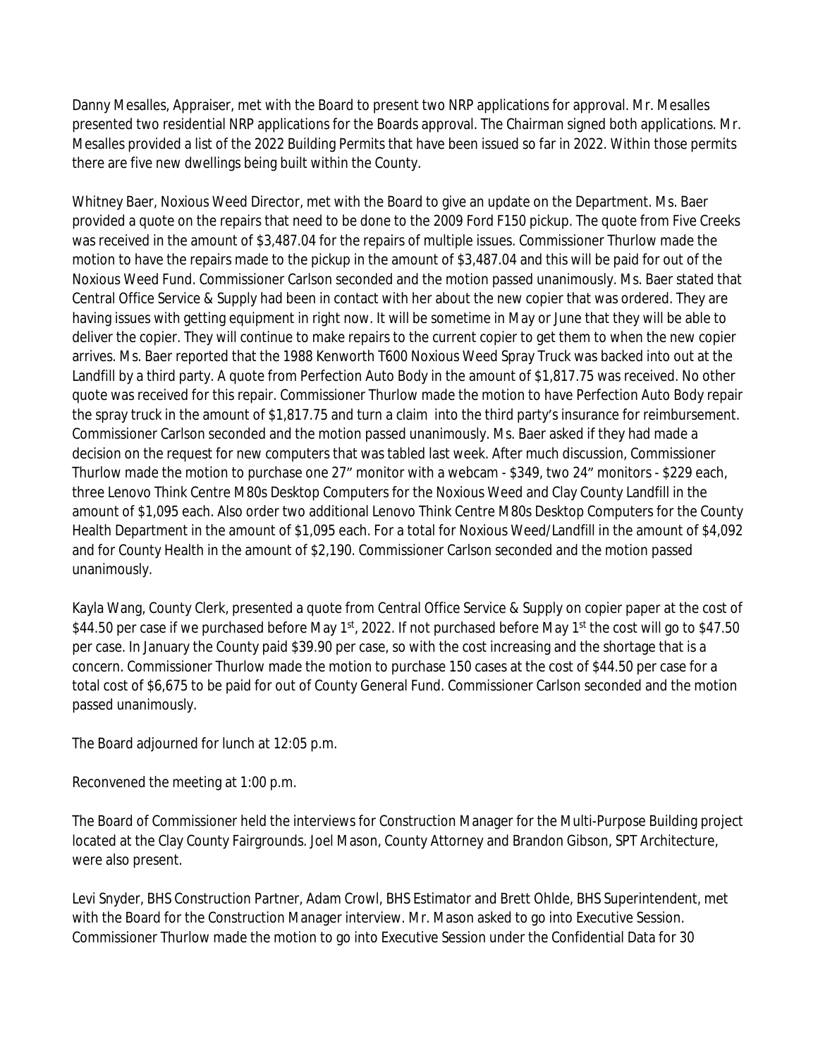Danny Mesalles, Appraiser, met with the Board to present two NRP applications for approval. Mr. Mesalles presented two residential NRP applications for the Boards approval. The Chairman signed both applications. Mr. Mesalles provided a list of the 2022 Building Permits that have been issued so far in 2022. Within those permits there are five new dwellings being built within the County.

Whitney Baer, Noxious Weed Director, met with the Board to give an update on the Department. Ms. Baer provided a quote on the repairs that need to be done to the 2009 Ford F150 pickup. The quote from Five Creeks was received in the amount of $3,487.04 for the repairs of multiple issues. Commissioner Thurlow made the motion to have the repairs made to the pickup in the amount of $3,487.04 and this will be paid for out of the Noxious Weed Fund. Commissioner Carlson seconded and the motion passed unanimously. Ms. Baer stated that Central Office Service & Supply had been in contact with her about the new copier that was ordered. They are having issues with getting equipment in right now. It will be sometime in May or June that they will be able to deliver the copier. They will continue to make repairs to the current copier to get them to when the new copier arrives. Ms. Baer reported that the 1988 Kenworth T600 Noxious Weed Spray Truck was backed into out at the Landfill by a third party. A quote from Perfection Auto Body in the amount of $1,817.75 was received. No other quote was received for this repair. Commissioner Thurlow made the motion to have Perfection Auto Body repair the spray truck in the amount of $1,817.75 and turn a claim into the third party's insurance for reimbursement. Commissioner Carlson seconded and the motion passed unanimously. Ms. Baer asked if they had made a decision on the request for new computers that was tabled last week. After much discussion, Commissioner Thurlow made the motion to purchase one 27" monitor with a webcam - $349, two 24" monitors - $229 each, three Lenovo Think Centre M80s Desktop Computers for the Noxious Weed and Clay County Landfill in the amount of $1,095 each. Also order two additional Lenovo Think Centre M80s Desktop Computers for the County Health Department in the amount of $1,095 each. For a total for Noxious Weed/Landfill in the amount of $4,092 and for County Health in the amount of $2,190. Commissioner Carlson seconded and the motion passed unanimously.

Kayla Wang, County Clerk, presented a quote from Central Office Service & Supply on copier paper at the cost of $44.50 per case if we purchased before May 1st, 2022. If not purchased before May 1st the cost will go to $47.50 per case. In January the County paid $39.90 per case, so with the cost increasing and the shortage that is a concern. Commissioner Thurlow made the motion to purchase 150 cases at the cost of $44.50 per case for a total cost of $6,675 to be paid for out of County General Fund. Commissioner Carlson seconded and the motion passed unanimously.

The Board adjourned for lunch at 12:05 p.m.

Reconvened the meeting at 1:00 p.m.

The Board of Commissioner held the interviews for Construction Manager for the Multi-Purpose Building project located at the Clay County Fairgrounds. Joel Mason, County Attorney and Brandon Gibson, SPT Architecture, were also present.

Levi Snyder, BHS Construction Partner, Adam Crowl, BHS Estimator and Brett Ohlde, BHS Superintendent, met with the Board for the Construction Manager interview. Mr. Mason asked to go into Executive Session. Commissioner Thurlow made the motion to go into Executive Session under the Confidential Data for 30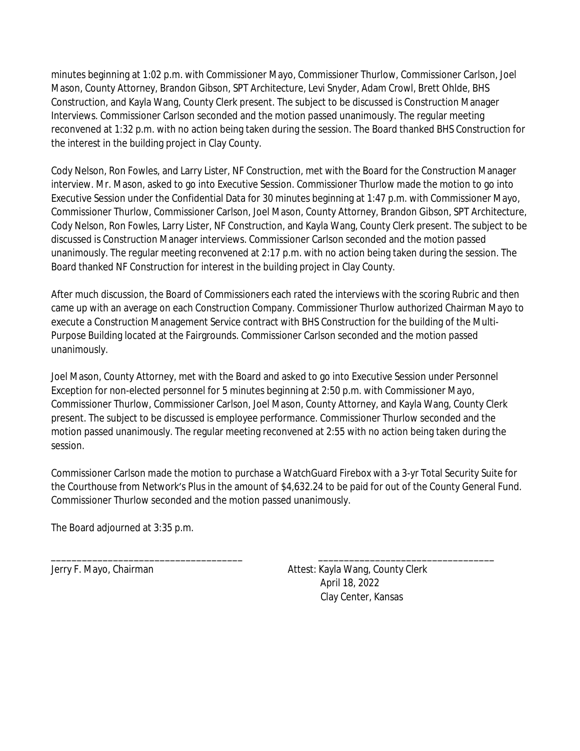minutes beginning at 1:02 p.m. with Commissioner Mayo, Commissioner Thurlow, Commissioner Carlson, Joel Mason, County Attorney, Brandon Gibson, SPT Architecture, Levi Snyder, Adam Crowl, Brett Ohlde, BHS Construction, and Kayla Wang, County Clerk present. The subject to be discussed is Construction Manager Interviews. Commissioner Carlson seconded and the motion passed unanimously. The regular meeting reconvened at 1:32 p.m. with no action being taken during the session. The Board thanked BHS Construction for the interest in the building project in Clay County.

Cody Nelson, Ron Fowles, and Larry Lister, NF Construction, met with the Board for the Construction Manager interview. Mr. Mason, asked to go into Executive Session. Commissioner Thurlow made the motion to go into Executive Session under the Confidential Data for 30 minutes beginning at 1:47 p.m. with Commissioner Mayo, Commissioner Thurlow, Commissioner Carlson, Joel Mason, County Attorney, Brandon Gibson, SPT Architecture, Cody Nelson, Ron Fowles, Larry Lister, NF Construction, and Kayla Wang, County Clerk present. The subject to be discussed is Construction Manager interviews. Commissioner Carlson seconded and the motion passed unanimously. The regular meeting reconvened at 2:17 p.m. with no action being taken during the session. The Board thanked NF Construction for interest in the building project in Clay County.

After much discussion, the Board of Commissioners each rated the interviews with the scoring Rubric and then came up with an average on each Construction Company. Commissioner Thurlow authorized Chairman Mayo to execute a Construction Management Service contract with BHS Construction for the building of the Multi-Purpose Building located at the Fairgrounds. Commissioner Carlson seconded and the motion passed unanimously.

Joel Mason, County Attorney, met with the Board and asked to go into Executive Session under Personnel Exception for non-elected personnel for 5 minutes beginning at 2:50 p.m. with Commissioner Mayo, Commissioner Thurlow, Commissioner Carlson, Joel Mason, County Attorney, and Kayla Wang, County Clerk present. The subject to be discussed is employee performance. Commissioner Thurlow seconded and the motion passed unanimously. The regular meeting reconvened at 2:55 with no action being taken during the session.

Commissioner Carlson made the motion to purchase a WatchGuard Firebox with a 3-yr Total Security Suite for the Courthouse from Network's Plus in the amount of $4,632.24 to be paid for out of the County General Fund. Commissioner Thurlow seconded and the motion passed unanimously.

The Board adjourned at 3:35 p.m.

_____________________________________  _________________________________

Jerry F. Mayo, Chairman  Attest: Kayla Wang, County Clerk
April 18, 2022
Clay Center, Kansas